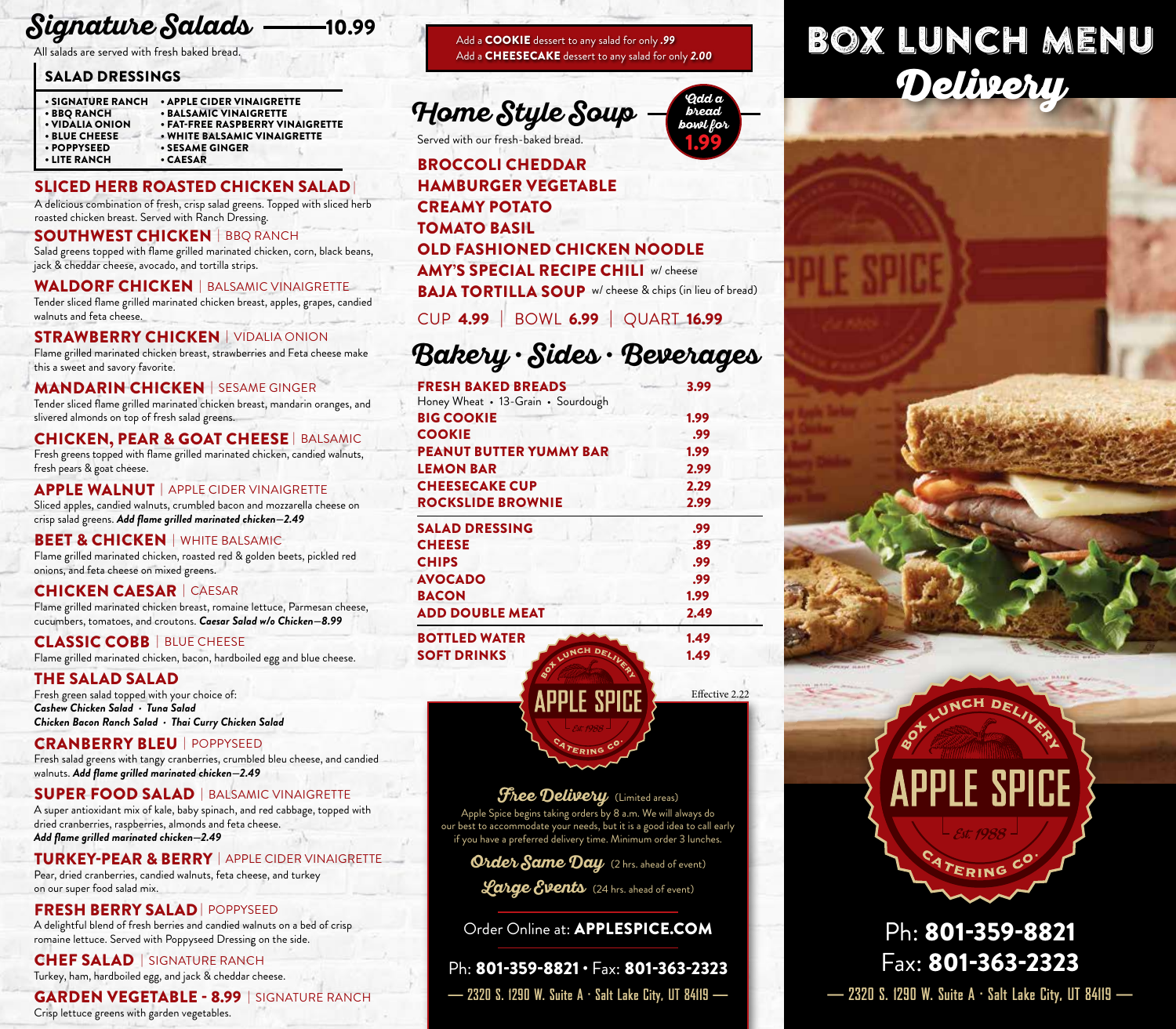# Signature Salads — 10.99

All salads are served with fresh baked bread.

## SALAD DRESSINGS

- SIGNATURE RANCH
- BBQ RANCH
- VIDALIA ONION
- BLUE CHEESE
- POPPYSEED
- LITE RANCH
- APPLE CIDER VINAIGRETTE
- BALSAMIC VINAIGRETTE
- FAT-FREE RASPBERRY VINAIGRETTE
- WHITE BALSAMIC VINAIGRETTE
- SESAME GINGER
- CAESAR

**SLICED HERB ROASTED CHICKEN SALAD**
A delicious combination of fresh, crisp salad greens. Topped with sliced herb roasted chicken breast. Served with Ranch Dressing.

**SOUTHWEST CHICKEN** | BBQ RANCH
Salad greens topped with flame grilled marinated chicken, corn, black beans, jack & cheddar cheese, avocado, and tortilla strips.

**WALDORF CHICKEN** | BALSAMIC VINAIGRETTE
Tender sliced flame grilled marinated chicken breast, apples, grapes, candied walnuts and feta cheese.

**STRAWBERRY CHICKEN** | VIDALIA ONION
Flame grilled marinated chicken breast, strawberries and Feta cheese make this a sweet and savory favorite.

**MANDARIN CHICKEN** | SESAME GINGER
Tender sliced flame grilled marinated chicken breast, mandarin oranges, and slivered almonds on top of fresh salad greens.

**CHICKEN, PEAR & GOAT CHEESE** | BALSAMIC
Fresh greens topped with flame grilled marinated chicken, candied walnuts, fresh pears & goat cheese.

**APPLE WALNUT** | APPLE CIDER VINAIGRETTE
Sliced apples, candied walnuts, crumbled bacon and mozzarella cheese on crisp salad greens. ***Add flame grilled marinated chicken—2.49***

**BEET & CHICKEN** | WHITE BALSAMIC
Flame grilled marinated chicken, roasted red & golden beets, pickled red onions, and feta cheese on mixed greens.

**CHICKEN CAESAR** | CAESAR
Flame grilled marinated chicken breast, romaine lettuce, Parmesan cheese, cucumbers, tomatoes, and croutons. ***Caesar Salad w/o Chicken—8.99***

**CLASSIC COBB** | BLUE CHEESE
Flame grilled marinated chicken, bacon, hardboiled egg and blue cheese.

**THE SALAD SALAD**
Fresh green salad topped with your choice of:
***Cashew Chicken Salad • Tuna Salad***
***Chicken Bacon Ranch Salad • Thai Curry Chicken Salad***

**CRANBERRY BLEU** | POPPYSEED
Fresh salad greens with tangy cranberries, crumbled bleu cheese, and candied walnuts. ***Add flame grilled marinated chicken—2.49***

**SUPER FOOD SALAD** | BALSAMIC VINAIGRETTE
A super antioxidant mix of kale, baby spinach, and red cabbage, topped with dried cranberries, raspberries, almonds and feta cheese.
***Add flame grilled marinated chicken—2.49***

**TURKEY-PEAR & BERRY** | APPLE CIDER VINAIGRETTE
Pear, dried cranberries, candied walnuts, feta cheese, and turkey on our super food salad mix.

**FRESH BERRY SALAD** | POPPYSEED
A delightful blend of fresh berries and candied walnuts on a bed of crisp romaine lettuce. Served with Poppyseed Dressing on the side.

**CHEF SALAD** | SIGNATURE RANCH
Turkey, ham, hardboiled egg, and jack & cheddar cheese.

**GARDEN VEGETABLE - 8.99** | SIGNATURE RANCH
Crisp lettuce greens with garden vegetables.

Add a **COOKIE** dessert to any salad for only **.99**
Add a **CHEESECAKE** dessert to any salad for only **2.00**

# Home Style Soup

*Add a bread bowl for* **1.99**

Served with our fresh-baked bread.

- **BROCCOLI CHEDDAR**
- **HAMBURGER VEGETABLE**
- **CREAMY POTATO**
- **TOMATO BASIL**
- **OLD FASHIONED CHICKEN NOODLE**
- **AMY'S SPECIAL RECIPE CHILI** w/ cheese
- **BAJA TORTILLA SOUP** w/ cheese & chips (in lieu of bread)

CUP **4.99** | BOWL **6.99** | QUART **16.99**

# Bakery • Sides • Beverages

| Item | Price |
|---|---|
| **FRESH BAKED BREADS** (Honey Wheat • 13-Grain • Sourdough) | 3.99 |
| **BIG COOKIE** | 1.99 |
| **COOKIE** | .99 |
| **PEANUT BUTTER YUMMY BAR** | 1.99 |
| **LEMON BAR** | 2.99 |
| **CHEESECAKE CUP** | 2.29 |
| **ROCKSLIDE BROWNIE** | 2.99 |
| **SALAD DRESSING** | .99 |
| **CHEESE** | .89 |
| **CHIPS** | .99 |
| **AVOCADO** | .99 |
| **BACON** | 1.99 |
| **ADD DOUBLE MEAT** | 2.49 |
| **BOTTLED WATER** | 1.49 |
| **SOFT DRINKS** | 1.49 |

Effective 2.22

BOX LUNCH DELIVERY — APPLE SPICE — Est. 1988 — CATERING CO.

*Free Delivery* (Limited areas)
Apple Spice begins taking orders by 8 a.m. We will always do our best to accommodate your needs, but it is a good idea to call early if you have a preferred delivery time. Minimum order 3 lunches.

*Order Same Day* (2 hrs. ahead of event)
*Large Events* (24 hrs. ahead of event)

Order Online at: **APPLESPICE.COM**

Ph: **801-359-8821** • Fax: **801-363-2323**
— 2320 S. 1290 W. Suite A · Salt Lake City, UT 84119 —

# BOX LUNCH MENU
## Delivery

BOX LUNCH DELIVERY — APPLE SPICE — Est. 1988 — CATERING CO.

Ph: **801-359-8821**
Fax: **801-363-2323**
— 2320 S. 1290 W. Suite A · Salt Lake City, UT 84119 —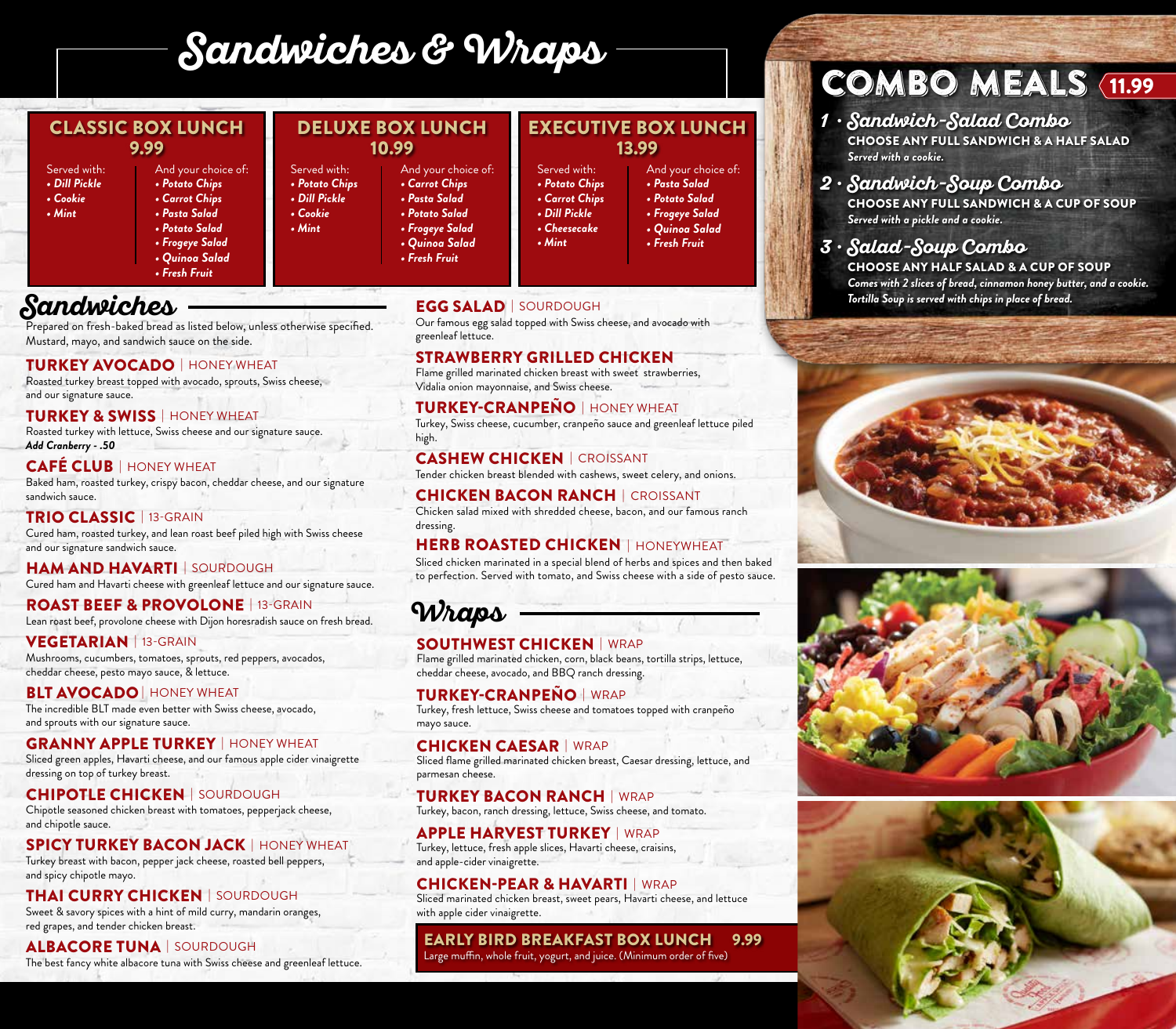# Sandwiches & Wraps

## CLASSIC BOX LUNCH 9.99

Served with:
- *Dill Pickle*
- *Cookie*
- *Mint*

And your choice of:
- *Potato Chips*
- *Carrot Chips*
- *Pasta Salad*
- *Potato Salad*
- *Frogeye Salad*
- *Quinoa Salad*
- *Fresh Fruit*

## DELUXE BOX LUNCH 10.99

Served with:
- *Potato Chips*
- *Dill Pickle*
- *Cookie*
- *Mint*

And your choice of:
- *Carrot Chips*
- *Pasta Salad*
- *Potato Salad*
- *Frogeye Salad*
- *Quinoa Salad*
- *Fresh Fruit*

## EXECUTIVE BOX LUNCH 13.99

Served with:
- *Potato Chips*
- *Carrot Chips*
- *Dill Pickle*
- *Cheesecake*
- *Mint*

And your choice of:
- *Pasta Salad*
- *Potato Salad*
- *Frogeye Salad*
- *Quinoa Salad*
- *Fresh Fruit*

## Sandwiches

Prepared on fresh-baked bread as listed below, unless otherwise specified. Mustard, mayo, and sandwich sauce on the side.

**TURKEY AVOCADO** | HONEY WHEAT
Roasted turkey breast topped with avocado, sprouts, Swiss cheese, and our signature sauce.

**TURKEY & SWISS** | HONEY WHEAT
Roasted turkey with lettuce, Swiss cheese and our signature sauce.
***Add Cranberry - .50***

**CAFÉ CLUB** | HONEY WHEAT
Baked ham, roasted turkey, crispy bacon, cheddar cheese, and our signature sandwich sauce.

**TRIO CLASSIC** | 13-GRAIN
Cured ham, roasted turkey, and lean roast beef piled high with Swiss cheese and our signature sandwich sauce.

**HAM AND HAVARTI** | SOURDOUGH
Cured ham and Havarti cheese with greenleaf lettuce and our signature sauce.

**ROAST BEEF & PROVOLONE** | 13-GRAIN
Lean roast beef, provolone cheese with Dijon horesradish sauce on fresh bread.

**VEGETARIAN** | 13-GRAIN
Mushrooms, cucumbers, tomatoes, sprouts, red peppers, avocados, cheddar cheese, pesto mayo sauce, & lettuce.

**BLT AVOCADO** | HONEY WHEAT
The incredible BLT made even better with Swiss cheese, avocado, and sprouts with our signature sauce.

**GRANNY APPLE TURKEY** | HONEY WHEAT
Sliced green apples, Havarti cheese, and our famous apple cider vinaigrette dressing on top of turkey breast.

**CHIPOTLE CHICKEN** | SOURDOUGH
Chipotle seasoned chicken breast with tomatoes, pepperjack cheese, and chipotle sauce.

**SPICY TURKEY BACON JACK** | HONEY WHEAT
Turkey breast with bacon, pepper jack cheese, roasted bell peppers, and spicy chipotle mayo.

**THAI CURRY CHICKEN** | SOURDOUGH
Sweet & savory spices with a hint of mild curry, mandarin oranges, red grapes, and tender chicken breast.

**ALBACORE TUNA** | SOURDOUGH
The best fancy white albacore tuna with Swiss cheese and greenleaf lettuce.

**EGG SALAD** | SOURDOUGH
Our famous egg salad topped with Swiss cheese, and avocado with greenleaf lettuce.

**STRAWBERRY GRILLED CHICKEN**
Flame grilled marinated chicken breast with sweet strawberries, Vidalia onion mayonnaise, and Swiss cheese.

**TURKEY-CRANPEÑO** | HONEY WHEAT
Turkey, Swiss cheese, cucumber, cranpeño sauce and greenleaf lettuce piled high.

**CASHEW CHICKEN** | CROISSANT
Tender chicken breast blended with cashews, sweet celery, and onions.

**CHICKEN BACON RANCH** | CROISSANT
Chicken salad mixed with shredded cheese, bacon, and our famous ranch dressing.

**HERB ROASTED CHICKEN** | HONEYWHEAT
Sliced chicken marinated in a special blend of herbs and spices and then baked to perfection. Served with tomato, and Swiss cheese with a side of pesto sauce.

## Wraps

**SOUTHWEST CHICKEN** | WRAP
Flame grilled marinated chicken, corn, black beans, tortilla strips, lettuce, cheddar cheese, avocado, and BBQ ranch dressing.

**TURKEY-CRANPEÑO** | WRAP
Turkey, fresh lettuce, Swiss cheese and tomatoes topped with cranpeño mayo sauce.

**CHICKEN CAESAR** | WRAP
Sliced flame grilled marinated chicken breast, Caesar dressing, lettuce, and parmesan cheese.

**TURKEY BACON RANCH** | WRAP
Turkey, bacon, ranch dressing, lettuce, Swiss cheese, and tomato.

**APPLE HARVEST TURKEY** | WRAP
Turkey, lettuce, fresh apple slices, Havarti cheese, craisins, and apple-cider vinaigrette.

**CHICKEN-PEAR & HAVARTI** | WRAP
Sliced marinated chicken breast, sweet pears, Havarti cheese, and lettuce with apple cider vinaigrette.

**EARLY BIRD BREAKFAST BOX LUNCH 9.99**
Large muffin, whole fruit, yogurt, and juice. (Minimum order of five)

## COMBO MEALS 11.99

**1 · Sandwich-Salad Combo**
CHOOSE ANY FULL SANDWICH & A HALF SALAD
*Served with a cookie.*

**2 · Sandwich-Soup Combo**
CHOOSE ANY FULL SANDWICH & A CUP OF SOUP
*Served with a pickle and a cookie.*

**3 · Salad-Soup Combo**
CHOOSE ANY HALF SALAD & A CUP OF SOUP
*Comes with 2 slices of bread, cinnamon honey butter, and a cookie. Tortilla Soup is served with chips in place of bread.*